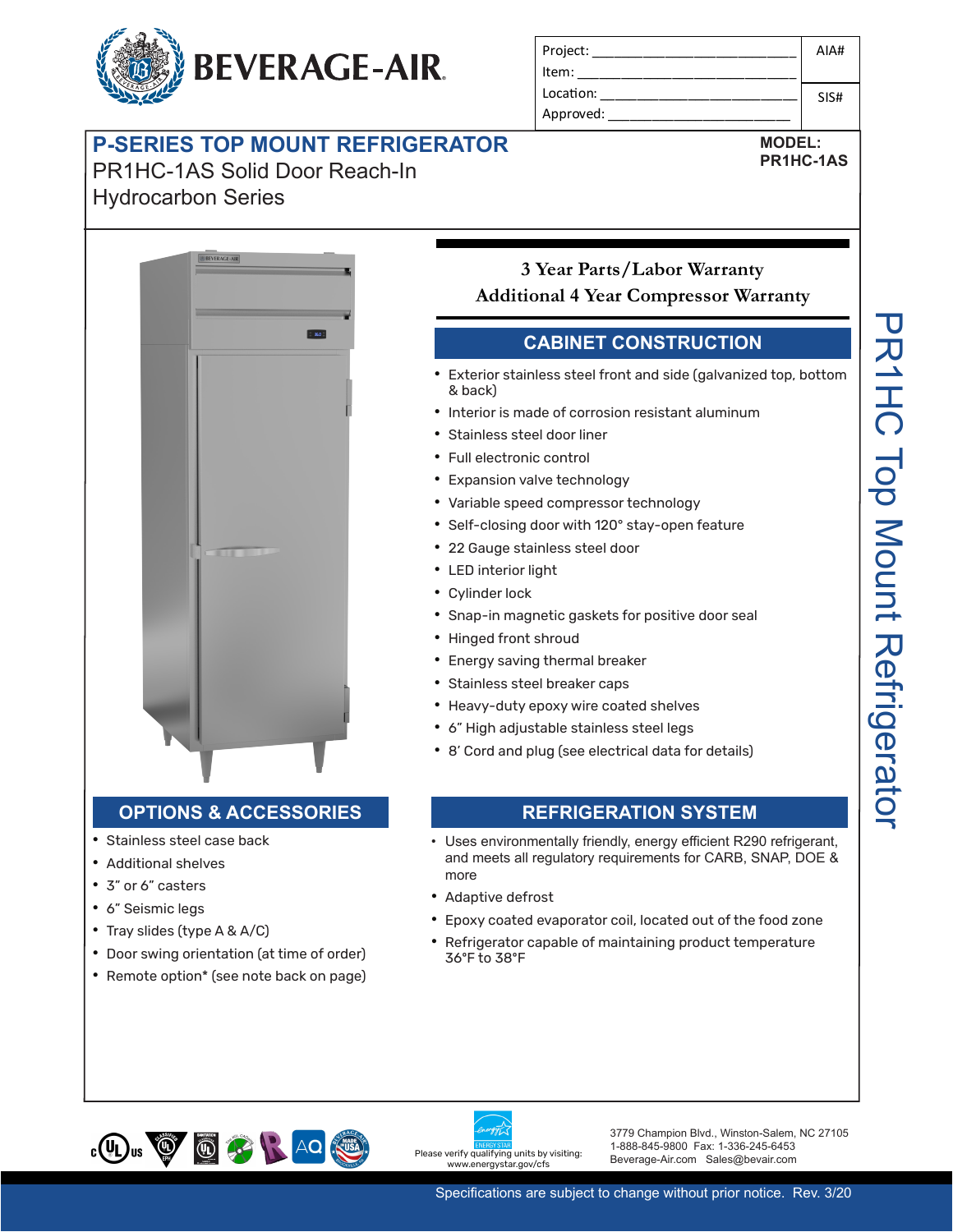BEVERAGE-AIR

| Project: | AIA# |
|---|---|
| Item: | |
| Location: | SIS# |
| Approved: | |

# P-SERIES TOP MOUNT REFRIGERATOR

PR1HC-1AS Solid Door Reach-In
Hydrocarbon Series

**MODEL:**
**PR1HC-1AS**

PR1HC Top Mount Refrigerator

**3 Year Parts/Labor Warranty**
**Additional 4 Year Compressor Warranty**

## CABINET CONSTRUCTION

- Exterior stainless steel front and side (galvanized top, bottom & back)
- Interior is made of corrosion resistant aluminum
- Stainless steel door liner
- Full electronic control
- Expansion valve technology
- Variable speed compressor technology
- Self-closing door with 120° stay-open feature
- 22 Gauge stainless steel door
- LED interior light
- Cylinder lock
- Snap-in magnetic gaskets for positive door seal
- Hinged front shroud
- Energy saving thermal breaker
- Stainless steel breaker caps
- Heavy-duty epoxy wire coated shelves
- 6" High adjustable stainless steel legs
- 8' Cord and plug (see electrical data for details)

## OPTIONS & ACCESSORIES

- Stainless steel case back
- Additional shelves
- 3" or 6" casters
- 6" Seismic legs
- Tray slides (type A & A/C)
- Door swing orientation (at time of order)
- Remote option* (see note back on page)

## REFRIGERATION SYSTEM

- Uses environmentally friendly, energy efficient R290 refrigerant, and meets all regulatory requirements for CARB, SNAP, DOE & more
- Adaptive defrost
- Epoxy coated evaporator coil, located out of the food zone
- Refrigerator capable of maintaining product temperature 36°F to 38°F

Please verify qualifying units by visiting: www.energystar.gov/cfs

3779 Champion Blvd., Winston-Salem, NC 27105
1-888-845-9800 Fax: 1-336-245-6453
Beverage-Air.com Sales@bevair.com

Specifications are subject to change without prior notice. Rev. 3/20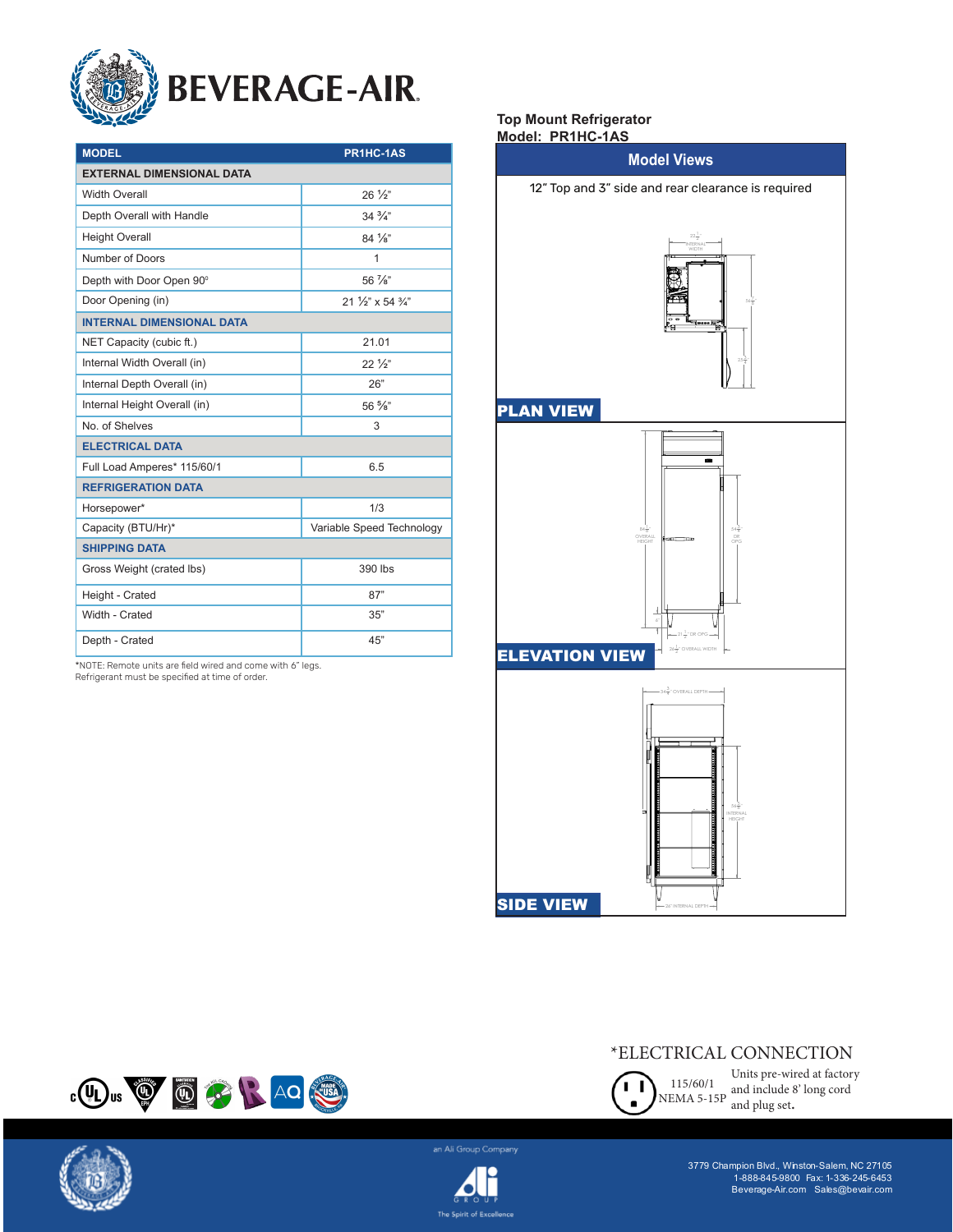# BEVERAGE-AIR

| MODEL | PR1HC-1AS |
|---|---|
| **EXTERNAL DIMENSIONAL DATA** | |
| Width Overall | 26 ½" |
| Depth Overall with Handle | 34 ¾" |
| Height Overall | 84 ⅛" |
| Number of Doors | 1 |
| Depth with Door Open 90º | 56 ⅞" |
| Door Opening (in) | 21 ½" x 54 ¾" |
| **INTERNAL DIMENSIONAL DATA** | |
| NET Capacity (cubic ft.) | 21.01 |
| Internal Width Overall (in) | 22 ½" |
| Internal Depth Overall (in) | 26" |
| Internal Height Overall (in) | 56 ⅝" |
| No. of Shelves | 3 |
| **ELECTRICAL DATA** | |
| Full Load Amperes* 115/60/1 | 6.5 |
| **REFRIGERATION DATA** | |
| Horsepower* | 1/3 |
| Capacity (BTU/Hr)* | Variable Speed Technology |
| **SHIPPING DATA** | |
| Gross Weight (crated lbs) | 390 lbs |
| Height - Crated | 87" |
| Width - Crated | 35" |
| Depth - Crated | 45" |

*NOTE: Remote units are field wired and come with 6" legs.
Refrigerant must be specified at time of order.

## Top Mount Refrigerator
## Model: PR1HC-1AS

### Model Views

12" Top and 3" side and rear clearance is required

**PLAN VIEW**

**ELEVATION VIEW**

**SIDE VIEW**

## *ELECTRICAL CONNECTION

115/60/1
NEMA 5-15P

Units pre-wired at factory and include 8' long cord and plug set.

an Ali Group Company
The Spirit of Excellence

3779 Champion Blvd., Winston-Salem, NC 27105
1-888-845-9800 Fax: 1-336-245-6453
Beverage-Air.com Sales@bevair.com